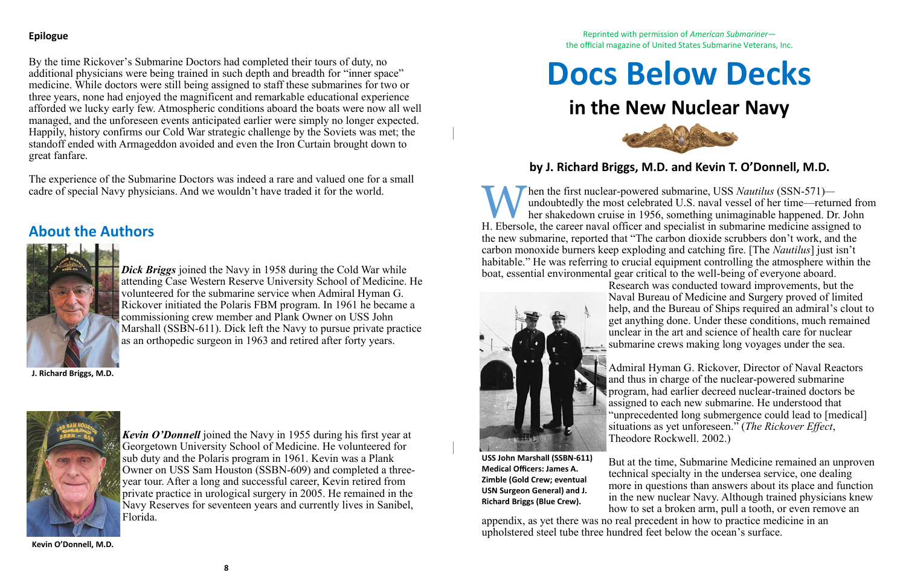**Epilogue**

By the time Rickover's Submarine Doctors had completed their tours of duty, no additional physicians were being trained in such depth and breadth for "inner space" medicine. While doctors were still being assigned to staff these submarines for two or three years, none had enjoyed the magnificent and remarkable educational experience afforded we lucky early few. Atmospheric conditions aboard the boats were now all well managed, and the unforeseen events anticipated earlier were simply no longer expected. Happily, history confirms our Cold War strategic challenge by the Soviets was met; the standoff ended with Armageddon avoided and even the Iron Curtain brought down to great fanfare.

The experience of the Submarine Doctors was indeed a rare and valued one for a small cadre of special Navy physicians. And we wouldn't have traded it for the world.

## About the Authors

***Dick Briggs*** joined the Navy in 1958 during the Cold War while attending Case Western Reserve University School of Medicine. He volunteered for the submarine service when Admiral Hyman G. Rickover initiated the Polaris FBM program. In 1961 he became a commissioning crew member and Plank Owner on USS John Marshall (SSBN-611). Dick left the Navy to pursue private practice as an orthopedic surgeon in 1963 and retired after forty years.

**J. Richard Briggs, M.D.**

***Kevin O'Donnell*** joined the Navy in 1955 during his first year at Georgetown University School of Medicine. He volunteered for sub duty and the Polaris program in 1961. Kevin was a Plank Owner on USS Sam Houston (SSBN-609) and completed a three-year tour. After a long and successful career, Kevin retired from private practice in urological surgery in 2005. He remained in the Navy Reserves for seventeen years and currently lives in Sanibel, Florida.

**Kevin O'Donnell, M.D.**

Reprinted with permission of *American Submariner*—the official magazine of United States Submarine Veterans, Inc.

# Docs Below Decks

## in the New Nuclear Navy

### by J. Richard Briggs, M.D. and Kevin T. O'Donnell, M.D.

When the first nuclear-powered submarine, USS *Nautilus* (SSN-571)—undoubtedly the most celebrated U.S. naval vessel of her time—returned from her shakedown cruise in 1956, something unimaginable happened. Dr. John H. Ebersole, the career naval officer and specialist in submarine medicine assigned to the new submarine, reported that "The carbon dioxide scrubbers don't work, and the carbon monoxide burners keep exploding and catching fire. [The *Nautilus*] just isn't habitable." He was referring to crucial equipment controlling the atmosphere within the boat, essential environmental gear critical to the well-being of everyone aboard. Research was conducted toward improvements, but the Naval Bureau of Medicine and Surgery proved of limited help, and the Bureau of Ships required an admiral's clout to get anything done. Under these conditions, much remained unclear in the art and science of health care for nuclear submarine crews making long voyages under the sea.

**USS John Marshall (SSBN-611) Medical Officers: James A. Zimble (Gold Crew; eventual USN Surgeon General) and J. Richard Briggs (Blue Crew).**

Admiral Hyman G. Rickover, Director of Naval Reactors and thus in charge of the nuclear-powered submarine program, had earlier decreed nuclear-trained doctors be assigned to each new submarine. He understood that "unprecedented long submergence could lead to [medical] situations as yet unforeseen." (*The Rickover Effect*, Theodore Rockwell. 2002.)

But at the time, Submarine Medicine remained an unproven technical specialty in the undersea service, one dealing more in questions than answers about its place and function in the new nuclear Navy. Although trained physicians knew how to set a broken arm, pull a tooth, or even remove an appendix, as yet there was no real precedent in how to practice medicine in an upholstered steel tube three hundred feet below the ocean's surface.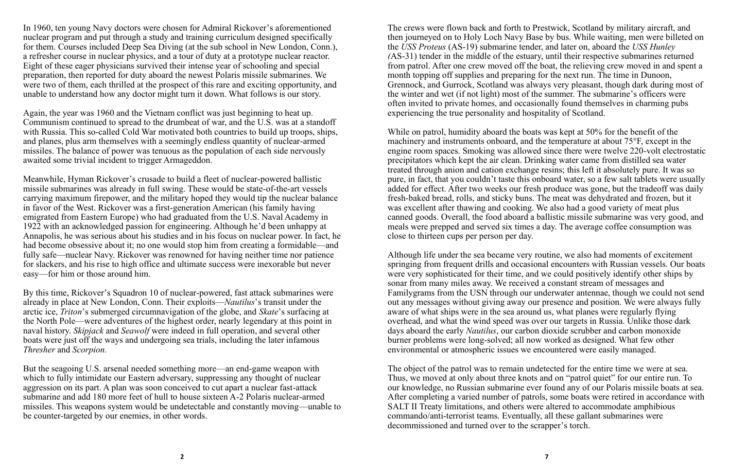In 1960, ten young Navy doctors were chosen for Admiral Rickover's aforementioned nuclear program and put through a study and training curriculum designed specifically for them. Courses included Deep Sea Diving (at the sub school in New London, Conn.), a refresher course in nuclear physics, and a tour of duty at a prototype nuclear reactor. Eight of these eager physicians survived their intense year of schooling and special preparation, then reported for duty aboard the newest Polaris missile submarines. We were two of them, each thrilled at the prospect of this rare and exciting opportunity, and unable to understand how any doctor might turn it down. What follows is our story.

Again, the year was 1960 and the Vietnam conflict was just beginning to heat up. Communism continued to spread to the drumbeat of war, and the U.S. was at a standoff with Russia. This so-called Cold War motivated both countries to build up troops, ships, and planes, plus arm themselves with a seemingly endless quantity of nuclear-armed missiles. The balance of power was tenuous as the population of each side nervously awaited some trivial incident to trigger Armageddon.

Meanwhile, Hyman Rickover's crusade to build a fleet of nuclear-powered ballistic missile submarines was already in full swing. These would be state-of-the-art vessels carrying maximum firepower, and the military hoped they would tip the nuclear balance in favor of the West. Rickover was a first-generation American (his family having emigrated from Eastern Europe) who had graduated from the U.S. Naval Academy in 1922 with an acknowledged passion for engineering. Although he'd been unhappy at Annapolis, he was serious about his studies and in his focus on nuclear power. In fact, he had become obsessive about it; no one would stop him from creating a formidable—and fully safe—nuclear Navy. Rickover was renowned for having neither time nor patience for slackers, and his rise to high office and ultimate success were inexorable but never easy—for him or those around him.

By this time, Rickover's Squadron 10 of nuclear-powered, fast attack submarines were already in place at New London, Conn. Their exploits—*Nautilus*'s transit under the arctic ice, *Triton*'s submerged circumnavigation of the globe, and *Skate*'s surfacing at the North Pole—were adventures of the highest order, nearly legendary at this point in naval history. *Skipjack* and *Seawolf* were indeed in full operation, and several other boats were just off the ways and undergoing sea trials, including the later infamous *Thresher* and *Scorpion.*

But the seagoing U.S. arsenal needed something more—an end-game weapon with which to fully intimidate our Eastern adversary, suppressing any thought of nuclear aggression on its part. A plan was soon conceived to cut apart a nuclear fast-attack submarine and add 180 more feet of hull to house sixteen A-2 Polaris nuclear-armed missiles. This weapons system would be undetectable and constantly moving—unable to be counter-targeted by our enemies, in other words.

The crews were flown back and forth to Prestwick, Scotland by military aircraft, and then journeyed on to Holy Loch Navy Base by bus. While waiting, men were billeted on the *USS Proteus* (AS-19) submarine tender, and later on, aboard the *USS Hunley (*AS-31) tender in the middle of the estuary, until their respective submarines returned from patrol. After one crew moved off the boat, the relieving crew moved in and spent a month topping off supplies and preparing for the next run. The time in Dunoon, Greenock, and Gurrock, Scotland was always very pleasant, though dark during most of the winter and wet (if not light) most of the summer. The submarine's officers were often invited to private homes, and occasionally found themselves in charming pubs experiencing the true personality and hospitality of Scotland.

While on patrol, humidity aboard the boats was kept at 50% for the benefit of the machinery and instruments onboard, and the temperature at about 75°F, except in the engine room spaces. Smoking was allowed since there were twelve 220-volt electrostatic precipitators which kept the air clean. Drinking water came from distilled sea water treated through anion and cation exchange resins; this left it absolutely pure. It was so pure, in fact, that you couldn't taste this onboard water, so a few salt tablets were usually added for effect. After two weeks our fresh produce was gone, but the tradeoff was daily fresh-baked bread, rolls, and sticky buns. The meat was dehydrated and frozen, but it was excellent after thawing and cooking. We also had a good variety of meat plus canned goods. Overall, the food aboard a ballistic missile submarine was very good, and meals were prepped and served six times a day. The average coffee consumption was close to thirteen cups per person per day.

Although life under the sea became very routine, we also had moments of excitement springing from frequent drills and occasional encounters with Russian vessels. Our boats were very sophisticated for their time, and we could positively identify other ships by sonar from many miles away. We received a constant stream of messages and Familygrams from the USN through our underwater antennae, though we could not send out any messages without giving away our presence and position. We were always fully aware of what ships were in the sea around us, what planes were regularly flying overhead, and what the wind speed was over our targets in Russia. Unlike those dark days aboard the early *Nautilus*, our carbon dioxide scrubber and carbon monoxide burner problems were long-solved; all now worked as designed. What few other environmental or atmospheric issues we encountered were easily managed.

The object of the patrol was to remain undetected for the entire time we were at sea. Thus, we moved at only about three knots and on "patrol quiet" for our entire run. To our knowledge, no Russian submarine ever found any of our Polaris missile boats at sea. After completing a varied number of patrols, some boats were retired in accordance with SALT II Treaty limitations, and others were altered to accommodate amphibious commando/anti-terrorist teams. Eventually, all these gallant submarines were decommissioned and turned over to the scrapper's torch.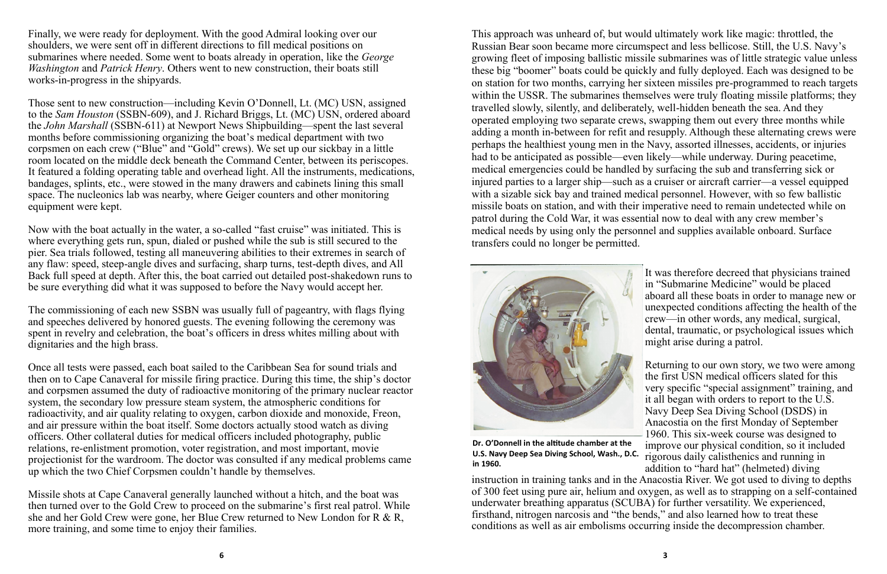Finally, we were ready for deployment. With the good Admiral looking over our shoulders, we were sent off in different directions to fill medical positions on submarines where needed. Some went to boats already in operation, like the *George Washington* and *Patrick Henry*. Others went to new construction, their boats still works-in-progress in the shipyards.

Those sent to new construction—including Kevin O'Donnell, Lt. (MC) USN, assigned to the *Sam Houston* (SSBN-609), and J. Richard Briggs, Lt. (MC) USN, ordered aboard the *John Marshall* (SSBN-611) at Newport News Shipbuilding—spent the last several months before commissioning organizing the boat's medical department with two corpsmen on each crew ("Blue" and "Gold" crews). We set up our sickbay in a little room located on the middle deck beneath the Command Center, between its periscopes. It featured a folding operating table and overhead light. All the instruments, medications, bandages, splints, etc., were stowed in the many drawers and cabinets lining this small space. The nucleonics lab was nearby, where Geiger counters and other monitoring equipment were kept.

Now with the boat actually in the water, a so-called "fast cruise" was initiated. This is where everything gets run, spun, dialed or pushed while the sub is still secured to the pier. Sea trials followed, testing all maneuvering abilities to their extremes in search of any flaw: speed, steep-angle dives and surfacing, sharp turns, test-depth dives, and All Back full speed at depth. After this, the boat carried out detailed post-shakedown runs to be sure everything did what it was supposed to before the Navy would accept her.

The commissioning of each new SSBN was usually full of pageantry, with flags flying and speeches delivered by honored guests. The evening following the ceremony was spent in revelry and celebration, the boat's officers in dress whites milling about with dignitaries and the high brass.

Once all tests were passed, each boat sailed to the Caribbean Sea for sound trials and then on to Cape Canaveral for missile firing practice. During this time, the ship's doctor and corpsmen assumed the duty of radioactive monitoring of the primary nuclear reactor system, the secondary low pressure steam system, the atmospheric conditions for radioactivity, and air quality relating to oxygen, carbon dioxide and monoxide, Freon, and air pressure within the boat itself. Some doctors actually stood watch as diving officers. Other collateral duties for medical officers included photography, public relations, re-enlistment promotion, voter registration, and most important, movie projectionist for the wardroom. The doctor was consulted if any medical problems came up which the two Chief Corpsmen couldn't handle by themselves.

Missile shots at Cape Canaveral generally launched without a hitch, and the boat was then turned over to the Gold Crew to proceed on the submarine's first real patrol. While she and her Gold Crew were gone, her Blue Crew returned to New London for R & R, more training, and some time to enjoy their families.

This approach was unheard of, but would ultimately work like magic: throttled, the Russian Bear soon became more circumspect and less bellicose. Still, the U.S. Navy's growing fleet of imposing ballistic missile submarines was of little strategic value unless these big "boomer" boats could be quickly and fully deployed. Each was designed to be on station for two months, carrying her sixteen missiles pre-programmed to reach targets within the USSR. The submarines themselves were truly floating missile platforms; they travelled slowly, silently, and deliberately, well-hidden beneath the sea. And they operated employing two separate crews, swapping them out every three months while adding a month in-between for refit and resupply. Although these alternating crews were perhaps the healthiest young men in the Navy, assorted illnesses, accidents, or injuries had to be anticipated as possible—even likely—while underway. During peacetime, medical emergencies could be handled by surfacing the sub and transferring sick or injured parties to a larger ship—such as a cruiser or aircraft carrier—a vessel equipped with a sizable sick bay and trained medical personnel. However, with so few ballistic missile boats on station, and with their imperative need to remain undetected while on patrol during the Cold War, it was essential now to deal with any crew member's medical needs by using only the personnel and supplies available onboard. Surface transfers could no longer be permitted.

**Dr. O'Donnell in the altitude chamber at the U.S. Navy Deep Sea Diving School, Wash., D.C. in 1960.**

It was therefore decreed that physicians trained in "Submarine Medicine" would be placed aboard all these boats in order to manage new or unexpected conditions affecting the health of the crew—in other words, any medical, surgical, dental, traumatic, or psychological issues which might arise during a patrol.

Returning to our own story, we two were among the first USN medical officers slated for this very specific "special assignment" training, and it all began with orders to report to the U.S. Navy Deep Sea Diving School (DSDS) in Anacostia on the first Monday of September 1960. This six-week course was designed to improve our physical condition, so it included rigorous daily calisthenics and running in addition to "hard hat" (helmeted) diving instruction in training tanks and in the Anacostia River. We got used to diving to depths of 300 feet using pure air, helium and oxygen, as well as to strapping on a self-contained underwater breathing apparatus (SCUBA) for further versatility. We experienced, firsthand, nitrogen narcosis and "the bends," and also learned how to treat these conditions as well as air embolisms occurring inside the decompression chamber.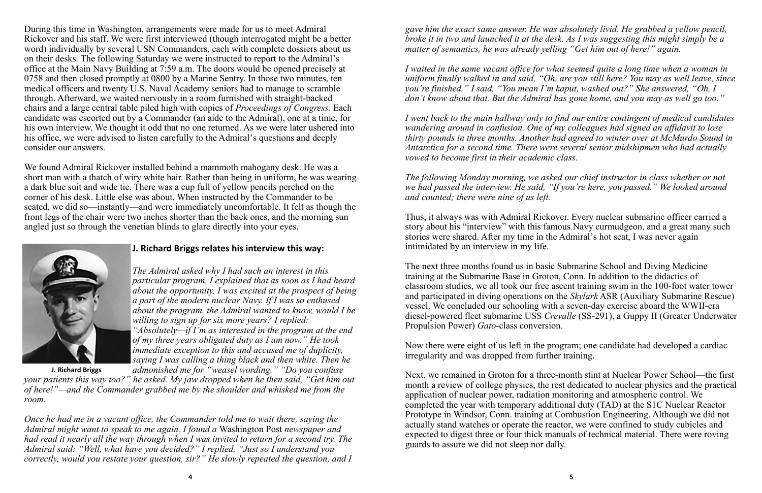During this time in Washington, arrangements were made for us to meet Admiral Rickover and his staff. We were first interviewed (though interrogated might be a better word) individually by several USN Commanders, each with complete dossiers about us on their desks. The following Saturday we were instructed to report to the Admiral's office at the Main Navy Building at 7:59 a.m. The doors would be opened precisely at 0758 and then closed promptly at 0800 by a Marine Sentry. In those two minutes, ten medical officers and twenty U.S. Naval Academy seniors had to manage to scramble through. Afterward, we waited nervously in a room furnished with straight-backed chairs and a large central table piled high with copies of *Proceedings of Congress.* Each candidate was escorted out by a Commander (an aide to the Admiral), one at a time, for his own interview. We thought it odd that no one returned. As we were later ushered into his office, we were advised to listen carefully to the Admiral's questions and deeply consider our answers.

We found Admiral Rickover installed behind a mammoth mahogany desk. He was a short man with a thatch of wiry white hair. Rather than being in uniform, he was wearing a dark blue suit and wide tie. There was a cup full of yellow pencils perched on the corner of his desk. Little else was about. When instructed by the Commander to be seated, we did so—instantly—and were immediately uncomfortable. It felt as though the front legs of the chair were two inches shorter than the back ones, and the morning sun angled just so through the venetian blinds to glare directly into your eyes.

**J. Richard Briggs relates his interview this way:**

J. Richard Briggs

*The Admiral asked why I had such an interest in this particular program. I explained that as soon as I had heard about the opportunity, I was excited at the prospect of being a part of the modern nuclear Navy. If I was so enthused about the program, the Admiral wanted to know, would I be willing to sign up for six more years? I replied: "Absolutely—if I'm as interested in the program at the end of my three years obligated duty as I am now." He took immediate exception to this and accused me of duplicity, saying I was calling a thing black and then white. Then he admonished me for "weasel wording." "Do you confuse your patients this way too?" he asked. My jaw dropped when he then said, "Get him out of here!"—and the Commander grabbed me by the shoulder and whisked me from the room.*

*Once he had me in a vacant office, the Commander told me to wait there, saying the Admiral might want to speak to me again. I found a* Washington Post *newspaper and had read it nearly all the way through when I was invited to return for a second try. The Admiral said: "Well, what have you decided?" I replied, "Just so I understand you correctly, would you restate your question, sir?" He slowly repeated the question, and I gave him the exact same answer. He was absolutely livid. He grabbed a yellow pencil, broke it in two and launched it at the desk. As I was suggesting this might simply be a matter of semantics, he was already yelling "Get him out of here!" again.*

*I waited in the same vacant office for what seemed quite a long time when a woman in uniform finally walked in and said, "Oh, are you still here? You may as well leave, since you're finished." I said, "You mean I'm kaput, washed out?" She answered, "Oh, I don't know about that. But the Admiral has gone home, and you may as well go too."*

*I went back to the main hallway only to find our entire contingent of medical candidates wandering around in confusion. One of my colleagues had signed an affidavit to lose thirty pounds in three months. Another had agreed to winter over at McMurdo Sound in Antarctica for a second time. There were several senior midshipmen who had actually vowed to become first in their academic class.*

*The following Monday morning, we asked our chief instructor in class whether or not we had passed the interview. He said, "If you're here, you passed." We looked around and counted; there were nine of us left.*

Thus, it always was with Admiral Rickover. Every nuclear submarine officer carried a story about his "interview" with this famous Navy curmudgeon, and a great many such stories were shared. After my time in the Admiral's hot seat, I was never again intimidated by an interview in my life.

The next three months found us in basic Submarine School and Diving Medicine training at the Submarine Base in Groton, Conn. In addition to the didactics of classroom studies, we all took our free ascent training swim in the 100-foot water tower and participated in diving operations on the *Skylark* ASR (Auxiliary Submarine Rescue) vessel. We concluded our schooling with a seven-day exercise aboard the WWII-era diesel-powered fleet submarine USS *Crevalle* (SS-291), a Guppy II (Greater Underwater Propulsion Power) *Gato*-class conversion.

Now there were eight of us left in the program; one candidate had developed a cardiac irregularity and was dropped from further training.

Next, we remained in Groton for a three-month stint at Nuclear Power School—the first month a review of college physics, the rest dedicated to nuclear physics and the practical application of nuclear power, radiation monitoring and atmospheric control. We completed the year with temporary additional duty (TAD) at the S1C Nuclear Reactor Prototype in Windsor, Conn. training at Combustion Engineering. Although we did not actually stand watches or operate the reactor, we were confined to study cubicles and expected to digest three or four thick manuals of technical material. There were roving guards to assure we did not sleep nor dally.